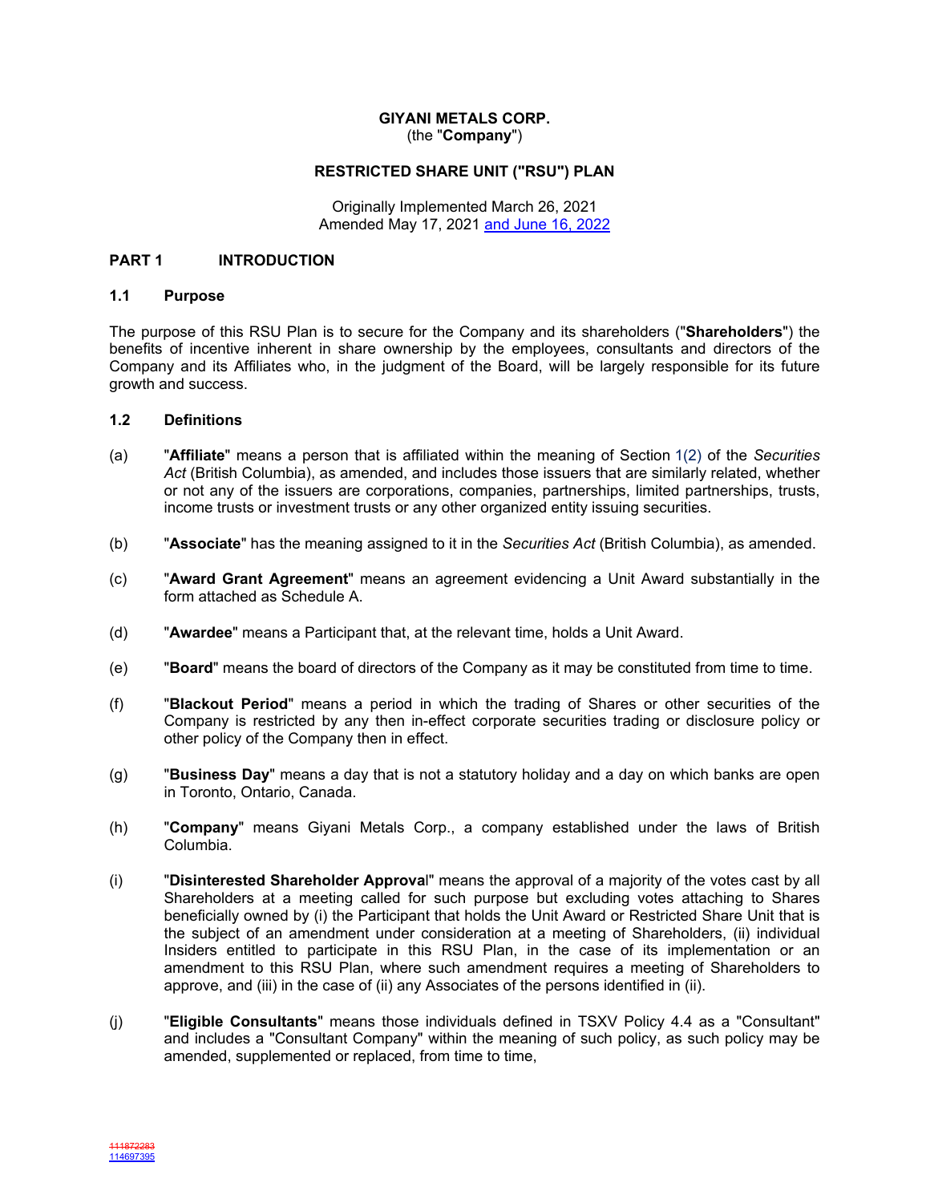**GIYANI METALS CORP.**
(the "**Company**")

**RESTRICTED SHARE UNIT ("RSU") PLAN**

Originally Implemented March 26, 2021
Amended May 17, 2021 and June 16, 2022

## PART 1 INTRODUCTION

### 1.1 Purpose

The purpose of this RSU Plan is to secure for the Company and its shareholders ("**Shareholders**") the benefits of incentive inherent in share ownership by the employees, consultants and directors of the Company and its Affiliates who, in the judgment of the Board, will be largely responsible for its future growth and success.

### 1.2 Definitions

(a) "**Affiliate**" means a person that is affiliated within the meaning of Section 1(2) of the *Securities Act* (British Columbia), as amended, and includes those issuers that are similarly related, whether or not any of the issuers are corporations, companies, partnerships, limited partnerships, trusts, income trusts or investment trusts or any other organized entity issuing securities.

(b) "**Associate**" has the meaning assigned to it in the *Securities Act* (British Columbia), as amended.

(c) "**Award Grant Agreement**" means an agreement evidencing a Unit Award substantially in the form attached as Schedule A.

(d) "**Awardee**" means a Participant that, at the relevant time, holds a Unit Award.

(e) "**Board**" means the board of directors of the Company as it may be constituted from time to time.

(f) "**Blackout Period**" means a period in which the trading of Shares or other securities of the Company is restricted by any then in-effect corporate securities trading or disclosure policy or other policy of the Company then in effect.

(g) "**Business Day**" means a day that is not a statutory holiday and a day on which banks are open in Toronto, Ontario, Canada.

(h) "**Company**" means Giyani Metals Corp., a company established under the laws of British Columbia.

(i) "**Disinterested Shareholder Approval**" means the approval of a majority of the votes cast by all Shareholders at a meeting called for such purpose but excluding votes attaching to Shares beneficially owned by (i) the Participant that holds the Unit Award or Restricted Share Unit that is the subject of an amendment under consideration at a meeting of Shareholders, (ii) individual Insiders entitled to participate in this RSU Plan, in the case of its implementation or an amendment to this RSU Plan, where such amendment requires a meeting of Shareholders to approve, and (iii) in the case of (ii) any Associates of the persons identified in (ii).

(j) "**Eligible Consultants**" means those individuals defined in TSXV Policy 4.4 as a "Consultant" and includes a "Consultant Company" within the meaning of such policy, as such policy may be amended, supplemented or replaced, from time to time,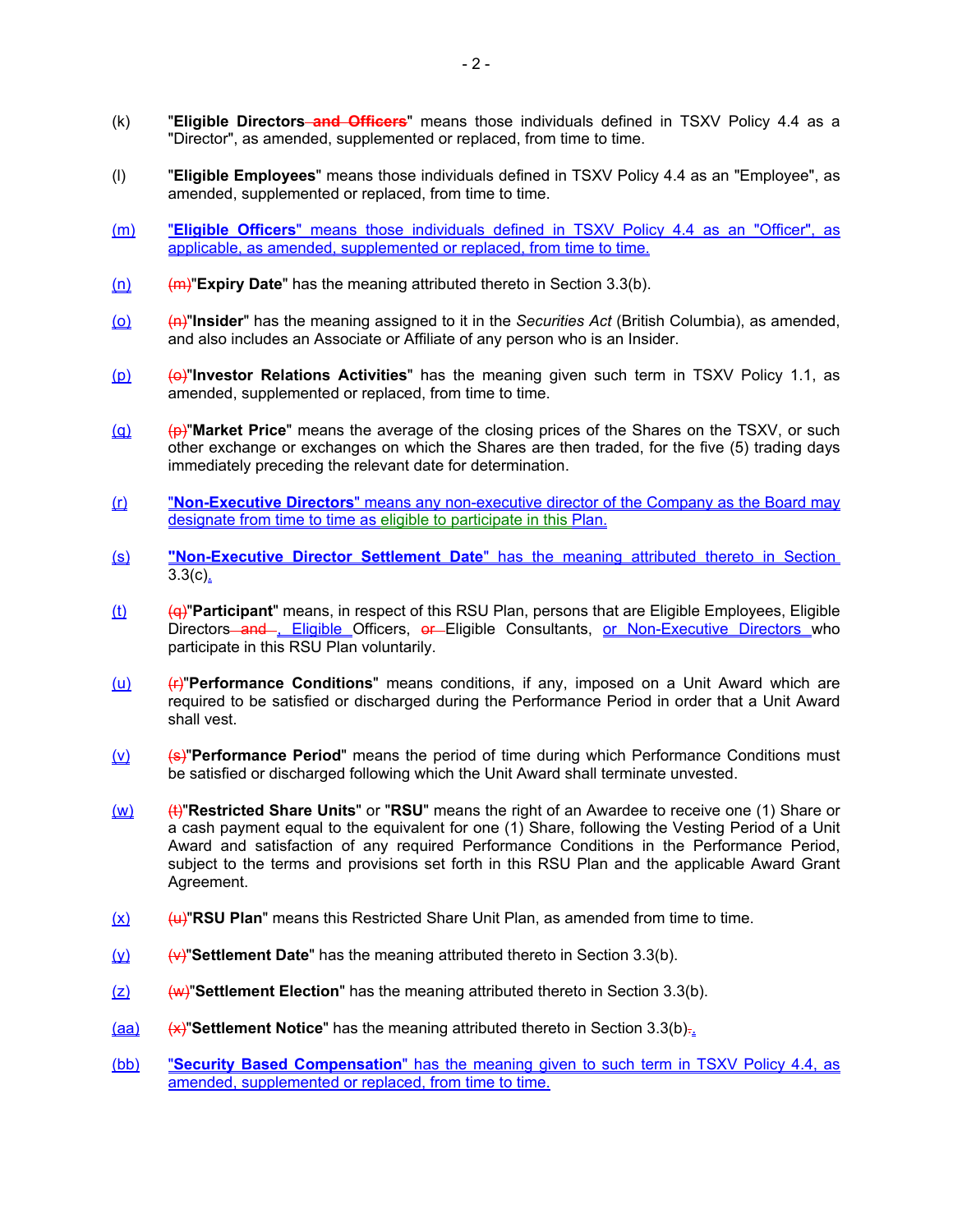(k) "**Eligible Directors and Officers**" means those individuals defined in TSXV Policy 4.4 as a "Director", as amended, supplemented or replaced, from time to time.

(l) "**Eligible Employees**" means those individuals defined in TSXV Policy 4.4 as an "Employee", as amended, supplemented or replaced, from time to time.

(m) "**Eligible Officers**" means those individuals defined in TSXV Policy 4.4 as an "Officer", as applicable, as amended, supplemented or replaced, from time to time.

(n) (m)"**Expiry Date**" has the meaning attributed thereto in Section 3.3(b).

(o) (n)"**Insider**" has the meaning assigned to it in the *Securities Act* (British Columbia), as amended, and also includes an Associate or Affiliate of any person who is an Insider.

(p) (o)"**Investor Relations Activities**" has the meaning given such term in TSXV Policy 1.1, as amended, supplemented or replaced, from time to time.

(q) (p)"**Market Price**" means the average of the closing prices of the Shares on the TSXV, or such other exchange or exchanges on which the Shares are then traded, for the five (5) trading days immediately preceding the relevant date for determination.

(r) "**Non-Executive Directors**" means any non-executive director of the Company as the Board may designate from time to time as eligible to participate in this Plan.

(s) "**Non-Executive Director Settlement Date**" has the meaning attributed thereto in Section 3.3(c).

(t) (q)"**Participant**" means, in respect of this RSU Plan, persons that are Eligible Employees, Eligible Directors and , Eligible Officers, or Eligible Consultants, or Non-Executive Directors who participate in this RSU Plan voluntarily.

(u) (r)"**Performance Conditions**" means conditions, if any, imposed on a Unit Award which are required to be satisfied or discharged during the Performance Period in order that a Unit Award shall vest.

(v) (s)"**Performance Period**" means the period of time during which Performance Conditions must be satisfied or discharged following which the Unit Award shall terminate unvested.

(w) (t)"**Restricted Share Units**" or "**RSU**" means the right of an Awardee to receive one (1) Share or a cash payment equal to the equivalent for one (1) Share, following the Vesting Period of a Unit Award and satisfaction of any required Performance Conditions in the Performance Period, subject to the terms and provisions set forth in this RSU Plan and the applicable Award Grant Agreement.

(x) (u)"**RSU Plan**" means this Restricted Share Unit Plan, as amended from time to time.

(y) (v)"**Settlement Date**" has the meaning attributed thereto in Section 3.3(b).

(z) (w)"**Settlement Election**" has the meaning attributed thereto in Section 3.3(b).

(aa) (x)"**Settlement Notice**" has the meaning attributed thereto in Section 3.3(b)..

(bb) "**Security Based Compensation**" has the meaning given to such term in TSXV Policy 4.4, as amended, supplemented or replaced, from time to time.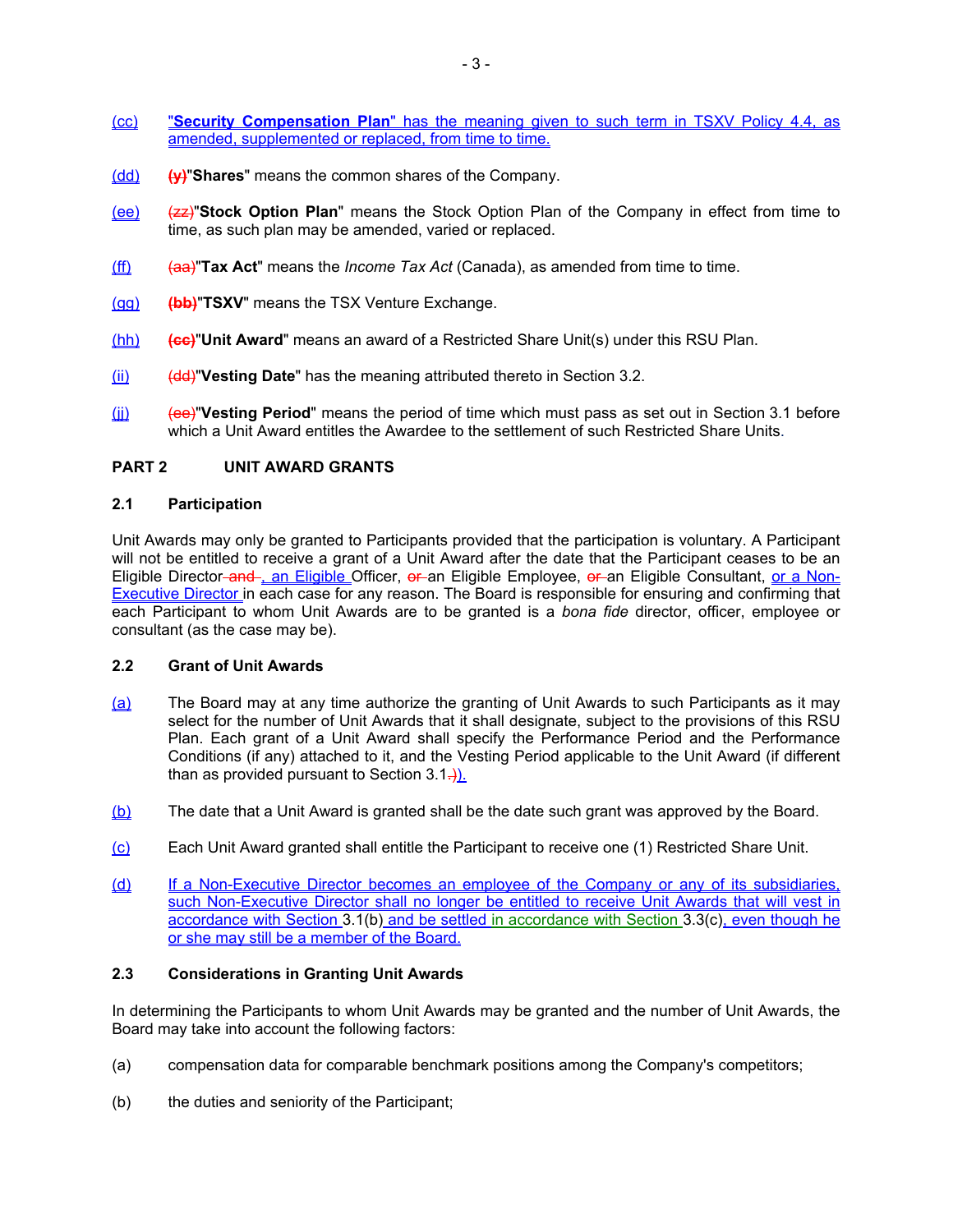(cc) "**Security Compensation Plan**" has the meaning given to such term in TSXV Policy 4.4, as amended, supplemented or replaced, from time to time.

(dd) (y)"**Shares**" means the common shares of the Company.

(ee) (zz)"**Stock Option Plan**" means the Stock Option Plan of the Company in effect from time to time, as such plan may be amended, varied or replaced.

(ff) (aa)"**Tax Act**" means the *Income Tax Act* (Canada), as amended from time to time.

(gg) (bb)"**TSXV**" means the TSX Venture Exchange.

(hh) (cc)"**Unit Award**" means an award of a Restricted Share Unit(s) under this RSU Plan.

(ii) (dd)"**Vesting Date**" has the meaning attributed thereto in Section 3.2.

(jj) (ee)"**Vesting Period**" means the period of time which must pass as set out in Section 3.1 before which a Unit Award entitles the Awardee to the settlement of such Restricted Share Units.

## PART 2 UNIT AWARD GRANTS

### 2.1 Participation

Unit Awards may only be granted to Participants provided that the participation is voluntary. A Participant will not be entitled to receive a grant of a Unit Award after the date that the Participant ceases to be an Eligible Director and , an Eligible Officer, or an Eligible Employee, or an Eligible Consultant, or a Non-Executive Director in each case for any reason. The Board is responsible for ensuring and confirming that each Participant to whom Unit Awards are to be granted is a *bona fide* director, officer, employee or consultant (as the case may be).

### 2.2 Grant of Unit Awards

(a) The Board may at any time authorize the granting of Unit Awards to such Participants as it may select for the number of Unit Awards that it shall designate, subject to the provisions of this RSU Plan. Each grant of a Unit Award shall specify the Performance Period and the Performance Conditions (if any) attached to it, and the Vesting Period applicable to the Unit Award (if different than as provided pursuant to Section 3.1.)).

(b) The date that a Unit Award is granted shall be the date such grant was approved by the Board.

(c) Each Unit Award granted shall entitle the Participant to receive one (1) Restricted Share Unit.

(d) If a Non-Executive Director becomes an employee of the Company or any of its subsidiaries, such Non-Executive Director shall no longer be entitled to receive Unit Awards that will vest in accordance with Section 3.1(b) and be settled in accordance with Section 3.3(c), even though he or she may still be a member of the Board.

### 2.3 Considerations in Granting Unit Awards

In determining the Participants to whom Unit Awards may be granted and the number of Unit Awards, the Board may take into account the following factors:

(a) compensation data for comparable benchmark positions among the Company's competitors;

(b) the duties and seniority of the Participant;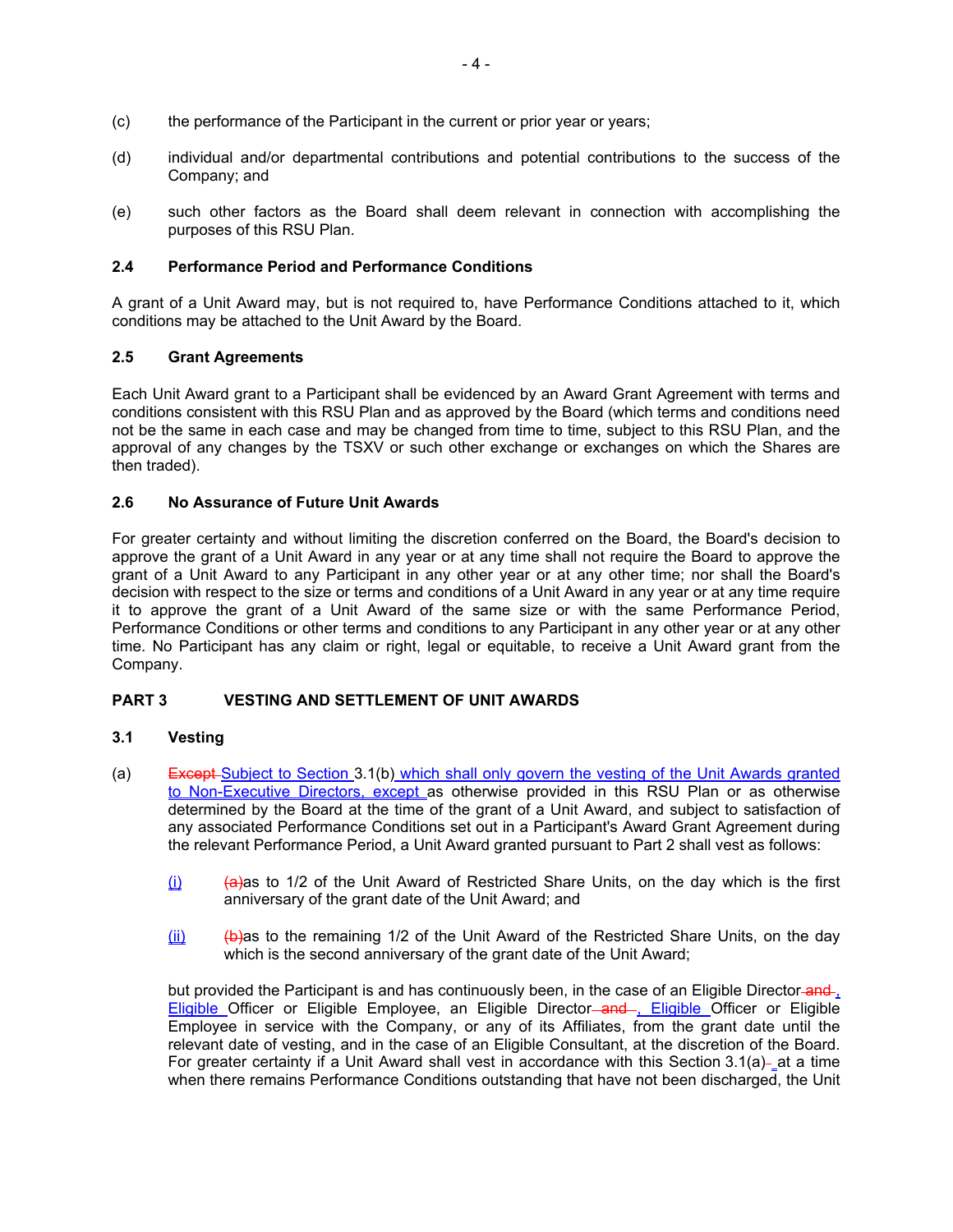(c) the performance of the Participant in the current or prior year or years;

(d) individual and/or departmental contributions and potential contributions to the success of the Company; and

(e) such other factors as the Board shall deem relevant in connection with accomplishing the purposes of this RSU Plan.

### 2.4 Performance Period and Performance Conditions

A grant of a Unit Award may, but is not required to, have Performance Conditions attached to it, which conditions may be attached to the Unit Award by the Board.

### 2.5 Grant Agreements

Each Unit Award grant to a Participant shall be evidenced by an Award Grant Agreement with terms and conditions consistent with this RSU Plan and as approved by the Board (which terms and conditions need not be the same in each case and may be changed from time to time, subject to this RSU Plan, and the approval of any changes by the TSXV or such other exchange or exchanges on which the Shares are then traded).

### 2.6 No Assurance of Future Unit Awards

For greater certainty and without limiting the discretion conferred on the Board, the Board's decision to approve the grant of a Unit Award in any year or at any time shall not require the Board to approve the grant of a Unit Award to any Participant in any other year or at any other time; nor shall the Board's decision with respect to the size or terms and conditions of a Unit Award in any year or at any time require it to approve the grant of a Unit Award of the same size or with the same Performance Period, Performance Conditions or other terms and conditions to any Participant in any other year or at any other time. No Participant has any claim or right, legal or equitable, to receive a Unit Award grant from the Company.

## PART 3 VESTING AND SETTLEMENT OF UNIT AWARDS

### 3.1 Vesting

(a) ~~Except~~ Subject to Section 3.1(b) which shall only govern the vesting of the Unit Awards granted to Non-Executive Directors, except as otherwise provided in this RSU Plan or as otherwise determined by the Board at the time of the grant of a Unit Award, and subject to satisfaction of any associated Performance Conditions set out in a Participant's Award Grant Agreement during the relevant Performance Period, a Unit Award granted pursuant to Part 2 shall vest as follows:

  (i) ~~(a)~~as to 1/2 of the Unit Award of Restricted Share Units, on the day which is the first anniversary of the grant date of the Unit Award; and

  (ii) ~~(b)~~as to the remaining 1/2 of the Unit Award of the Restricted Share Units, on the day which is the second anniversary of the grant date of the Unit Award;

  but provided the Participant is and has continuously been, in the case of an Eligible Director ~~and~~, Eligible Officer or Eligible Employee, an Eligible Director ~~and~~, Eligible Officer or Eligible Employee in service with the Company, or any of its Affiliates, from the grant date until the relevant date of vesting, and in the case of an Eligible Consultant, at the discretion of the Board. For greater certainty if a Unit Award shall vest in accordance with this Section 3.1(a) at a time when there remains Performance Conditions outstanding that have not been discharged, the Unit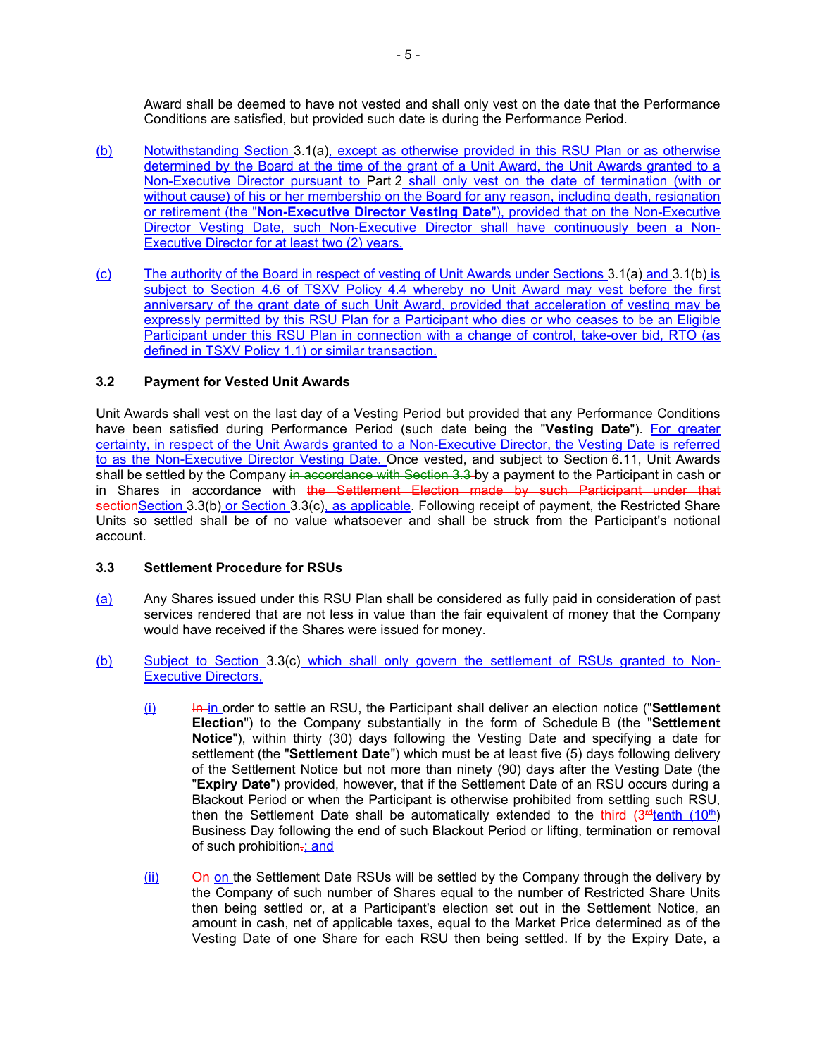Award shall be deemed to have not vested and shall only vest on the date that the Performance Conditions are satisfied, but provided such date is during the Performance Period.

(b) Notwithstanding Section 3.1(a), except as otherwise provided in this RSU Plan or as otherwise determined by the Board at the time of the grant of a Unit Award, the Unit Awards granted to a Non-Executive Director pursuant to Part 2 shall only vest on the date of termination (with or without cause) of his or her membership on the Board for any reason, including death, resignation or retirement (the "**Non-Executive Director Vesting Date**"), provided that on the Non-Executive Director Vesting Date, such Non-Executive Director shall have continuously been a Non-Executive Director for at least two (2) years.

(c) The authority of the Board in respect of vesting of Unit Awards under Sections 3.1(a) and 3.1(b) is subject to Section 4.6 of TSXV Policy 4.4 whereby no Unit Award may vest before the first anniversary of the grant date of such Unit Award, provided that acceleration of vesting may be expressly permitted by this RSU Plan for a Participant who dies or who ceases to be an Eligible Participant under this RSU Plan in connection with a change of control, take-over bid, RTO (as defined in TSXV Policy 1.1) or similar transaction.

### 3.2 Payment for Vested Unit Awards

Unit Awards shall vest on the last day of a Vesting Period but provided that any Performance Conditions have been satisfied during Performance Period (such date being the "**Vesting Date**"). For greater certainty, in respect of the Unit Awards granted to a Non-Executive Director, the Vesting Date is referred to as the Non-Executive Director Vesting Date. Once vested, and subject to Section 6.11, Unit Awards shall be settled by the Company ~~in accordance with Section 3.3~~ by a payment to the Participant in cash or in Shares in accordance with ~~the Settlement Election made by such Participant under that section~~Section 3.3(b) or Section 3.3(c), as applicable. Following receipt of payment, the Restricted Share Units so settled shall be of no value whatsoever and shall be struck from the Participant's notional account.

### 3.3 Settlement Procedure for RSUs

(a) Any Shares issued under this RSU Plan shall be considered as fully paid in consideration of past services rendered that are not less in value than the fair equivalent of money that the Company would have received if the Shares were issued for money.

(b) Subject to Section 3.3(c) which shall only govern the settlement of RSUs granted to Non-Executive Directors,

(i) ~~In~~ in order to settle an RSU, the Participant shall deliver an election notice ("**Settlement Election**") to the Company substantially in the form of Schedule B (the "**Settlement Notice**"), within thirty (30) days following the Vesting Date and specifying a date for settlement (the "**Settlement Date**") which must be at least five (5) days following delivery of the Settlement Notice but not more than ninety (90) days after the Vesting Date (the "**Expiry Date**") provided, however, that if the Settlement Date of an RSU occurs during a Blackout Period or when the Participant is otherwise prohibited from settling such RSU, then the Settlement Date shall be automatically extended to the ~~third (3rd~~tenth (10th) Business Day following the end of such Blackout Period or lifting, termination or removal of such prohibition~~.~~; and

(ii) ~~On~~ on the Settlement Date RSUs will be settled by the Company through the delivery by the Company of such number of Shares equal to the number of Restricted Share Units then being settled or, at a Participant's election set out in the Settlement Notice, an amount in cash, net of applicable taxes, equal to the Market Price determined as of the Vesting Date of one Share for each RSU then being settled. If by the Expiry Date, a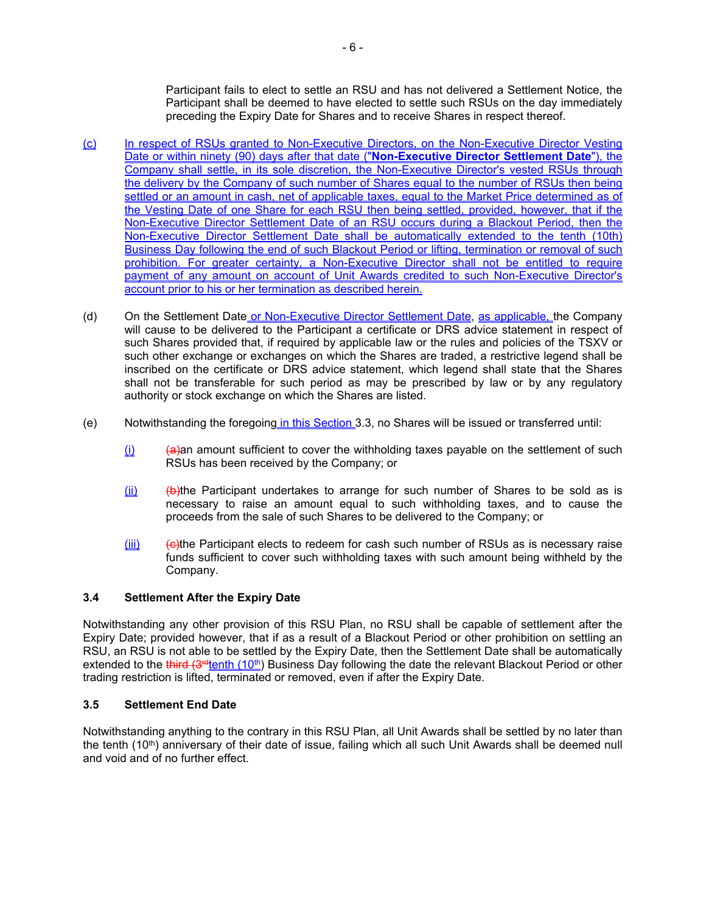Participant fails to elect to settle an RSU and has not delivered a Settlement Notice, the Participant shall be deemed to have elected to settle such RSUs on the day immediately preceding the Expiry Date for Shares and to receive Shares in respect thereof.

(c) In respect of RSUs granted to Non-Executive Directors, on the Non-Executive Director Vesting Date or within ninety (90) days after that date ("**Non-Executive Director Settlement Date**"), the Company shall settle, in its sole discretion, the Non-Executive Director's vested RSUs through the delivery by the Company of such number of Shares equal to the number of RSUs then being settled or an amount in cash, net of applicable taxes, equal to the Market Price determined as of the Vesting Date of one Share for each RSU then being settled, provided, however, that if the Non-Executive Director Settlement Date of an RSU occurs during a Blackout Period, then the Non-Executive Director Settlement Date shall be automatically extended to the tenth (10th) Business Day following the end of such Blackout Period or lifting, termination or removal of such prohibition. For greater certainty, a Non-Executive Director shall not be entitled to require payment of any amount on account of Unit Awards credited to such Non-Executive Director's account prior to his or her termination as described herein.

(d) On the Settlement Date or Non-Executive Director Settlement Date, as applicable, the Company will cause to be delivered to the Participant a certificate or DRS advice statement in respect of such Shares provided that, if required by applicable law or the rules and policies of the TSXV or such other exchange or exchanges on which the Shares are traded, a restrictive legend shall be inscribed on the certificate or DRS advice statement, which legend shall state that the Shares shall not be transferable for such period as may be prescribed by law or by any regulatory authority or stock exchange on which the Shares are listed.

(e) Notwithstanding the foregoing in this Section 3.3, no Shares will be issued or transferred until:

(i) ~~(a)~~an amount sufficient to cover the withholding taxes payable on the settlement of such RSUs has been received by the Company; or

(ii) ~~(b)~~the Participant undertakes to arrange for such number of Shares to be sold as is necessary to raise an amount equal to such withholding taxes, and to cause the proceeds from the sale of such Shares to be delivered to the Company; or

(iii) ~~(c)~~the Participant elects to redeem for cash such number of RSUs as is necessary raise funds sufficient to cover such withholding taxes with such amount being withheld by the Company.

### 3.4 Settlement After the Expiry Date

Notwithstanding any other provision of this RSU Plan, no RSU shall be capable of settlement after the Expiry Date; provided however, that if as a result of a Blackout Period or other prohibition on settling an RSU, an RSU is not able to be settled by the Expiry Date, then the Settlement Date shall be automatically extended to the ~~third (3rd~~tenth (10th) Business Day following the date the relevant Blackout Period or other trading restriction is lifted, terminated or removed, even if after the Expiry Date.

### 3.5 Settlement End Date

Notwithstanding anything to the contrary in this RSU Plan, all Unit Awards shall be settled by no later than the tenth (10th) anniversary of their date of issue, failing which all such Unit Awards shall be deemed null and void and of no further effect.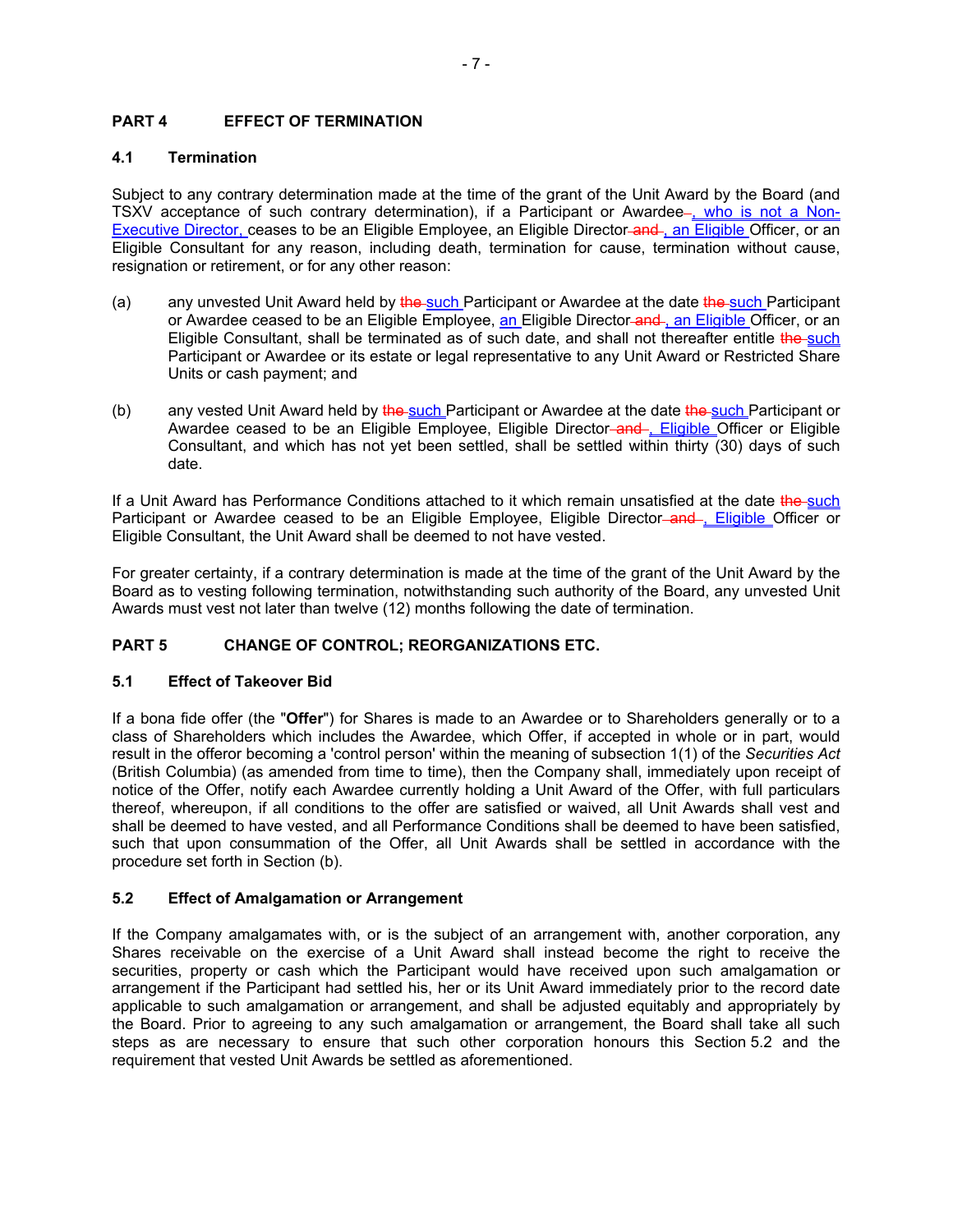## PART 4 EFFECT OF TERMINATION

### 4.1 Termination

Subject to any contrary determination made at the time of the grant of the Unit Award by the Board (and TSXV acceptance of such contrary determination), if a Participant or Awardee~~,~~, who is not a Non-Executive Director, ceases to be an Eligible Employee, an Eligible Director ~~and~~ , an Eligible Officer, or an Eligible Consultant for any reason, including death, termination for cause, termination without cause, resignation or retirement, or for any other reason:

(a) any unvested Unit Award held by ~~the~~ such Participant or Awardee at the date ~~the~~ such Participant or Awardee ceased to be an Eligible Employee, an Eligible Director ~~and~~ , an Eligible Officer, or an Eligible Consultant, shall be terminated as of such date, and shall not thereafter entitle ~~the~~ such Participant or Awardee or its estate or legal representative to any Unit Award or Restricted Share Units or cash payment; and

(b) any vested Unit Award held by ~~the~~ such Participant or Awardee at the date ~~the~~ such Participant or Awardee ceased to be an Eligible Employee, Eligible Director ~~and~~ , Eligible Officer or Eligible Consultant, and which has not yet been settled, shall be settled within thirty (30) days of such date.

If a Unit Award has Performance Conditions attached to it which remain unsatisfied at the date ~~the~~ such Participant or Awardee ceased to be an Eligible Employee, Eligible Director ~~and~~ , Eligible Officer or Eligible Consultant, the Unit Award shall be deemed to not have vested.

For greater certainty, if a contrary determination is made at the time of the grant of the Unit Award by the Board as to vesting following termination, notwithstanding such authority of the Board, any unvested Unit Awards must vest not later than twelve (12) months following the date of termination.

## PART 5 CHANGE OF CONTROL; REORGANIZATIONS ETC.

### 5.1 Effect of Takeover Bid

If a bona fide offer (the "**Offer**") for Shares is made to an Awardee or to Shareholders generally or to a class of Shareholders which includes the Awardee, which Offer, if accepted in whole or in part, would result in the offeror becoming a 'control person' within the meaning of subsection 1(1) of the *Securities Act* (British Columbia) (as amended from time to time), then the Company shall, immediately upon receipt of notice of the Offer, notify each Awardee currently holding a Unit Award of the Offer, with full particulars thereof, whereupon, if all conditions to the offer are satisfied or waived, all Unit Awards shall vest and shall be deemed to have vested, and all Performance Conditions shall be deemed to have been satisfied, such that upon consummation of the Offer, all Unit Awards shall be settled in accordance with the procedure set forth in Section (b).

### 5.2 Effect of Amalgamation or Arrangement

If the Company amalgamates with, or is the subject of an arrangement with, another corporation, any Shares receivable on the exercise of a Unit Award shall instead become the right to receive the securities, property or cash which the Participant would have received upon such amalgamation or arrangement if the Participant had settled his, her or its Unit Award immediately prior to the record date applicable to such amalgamation or arrangement, and shall be adjusted equitably and appropriately by the Board. Prior to agreeing to any such amalgamation or arrangement, the Board shall take all such steps as are necessary to ensure that such other corporation honours this Section 5.2 and the requirement that vested Unit Awards be settled as aforementioned.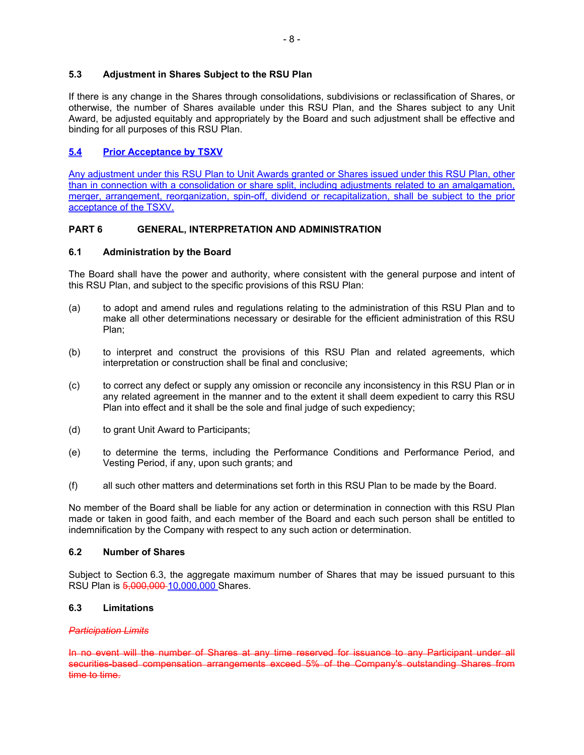### 5.3 Adjustment in Shares Subject to the RSU Plan

If there is any change in the Shares through consolidations, subdivisions or reclassification of Shares, or otherwise, the number of Shares available under this RSU Plan, and the Shares subject to any Unit Award, be adjusted equitably and appropriately by the Board and such adjustment shall be effective and binding for all purposes of this RSU Plan.

### 5.4 Prior Acceptance by TSXV

Any adjustment under this RSU Plan to Unit Awards granted or Shares issued under this RSU Plan, other than in connection with a consolidation or share split, including adjustments related to an amalgamation, merger, arrangement, reorganization, spin-off, dividend or recapitalization, shall be subject to the prior acceptance of the TSXV.

## PART 6 GENERAL, INTERPRETATION AND ADMINISTRATION

### 6.1 Administration by the Board

The Board shall have the power and authority, where consistent with the general purpose and intent of this RSU Plan, and subject to the specific provisions of this RSU Plan:

(a) to adopt and amend rules and regulations relating to the administration of this RSU Plan and to make all other determinations necessary or desirable for the efficient administration of this RSU Plan;

(b) to interpret and construct the provisions of this RSU Plan and related agreements, which interpretation or construction shall be final and conclusive;

(c) to correct any defect or supply any omission or reconcile any inconsistency in this RSU Plan or in any related agreement in the manner and to the extent it shall deem expedient to carry this RSU Plan into effect and it shall be the sole and final judge of such expediency;

(d) to grant Unit Award to Participants;

(e) to determine the terms, including the Performance Conditions and Performance Period, and Vesting Period, if any, upon such grants; and

(f) all such other matters and determinations set forth in this RSU Plan to be made by the Board.

No member of the Board shall be liable for any action or determination in connection with this RSU Plan made or taken in good faith, and each member of the Board and each such person shall be entitled to indemnification by the Company with respect to any such action or determination.

### 6.2 Number of Shares

Subject to Section 6.3, the aggregate maximum number of Shares that may be issued pursuant to this RSU Plan is ~~5,000,000~~ 10,000,000 Shares.

### 6.3 Limitations

~~*Participation Limits*~~

~~In no event will the number of Shares at any time reserved for issuance to any Participant under all securities-based compensation arrangements exceed 5% of the Company's outstanding Shares from time to time.~~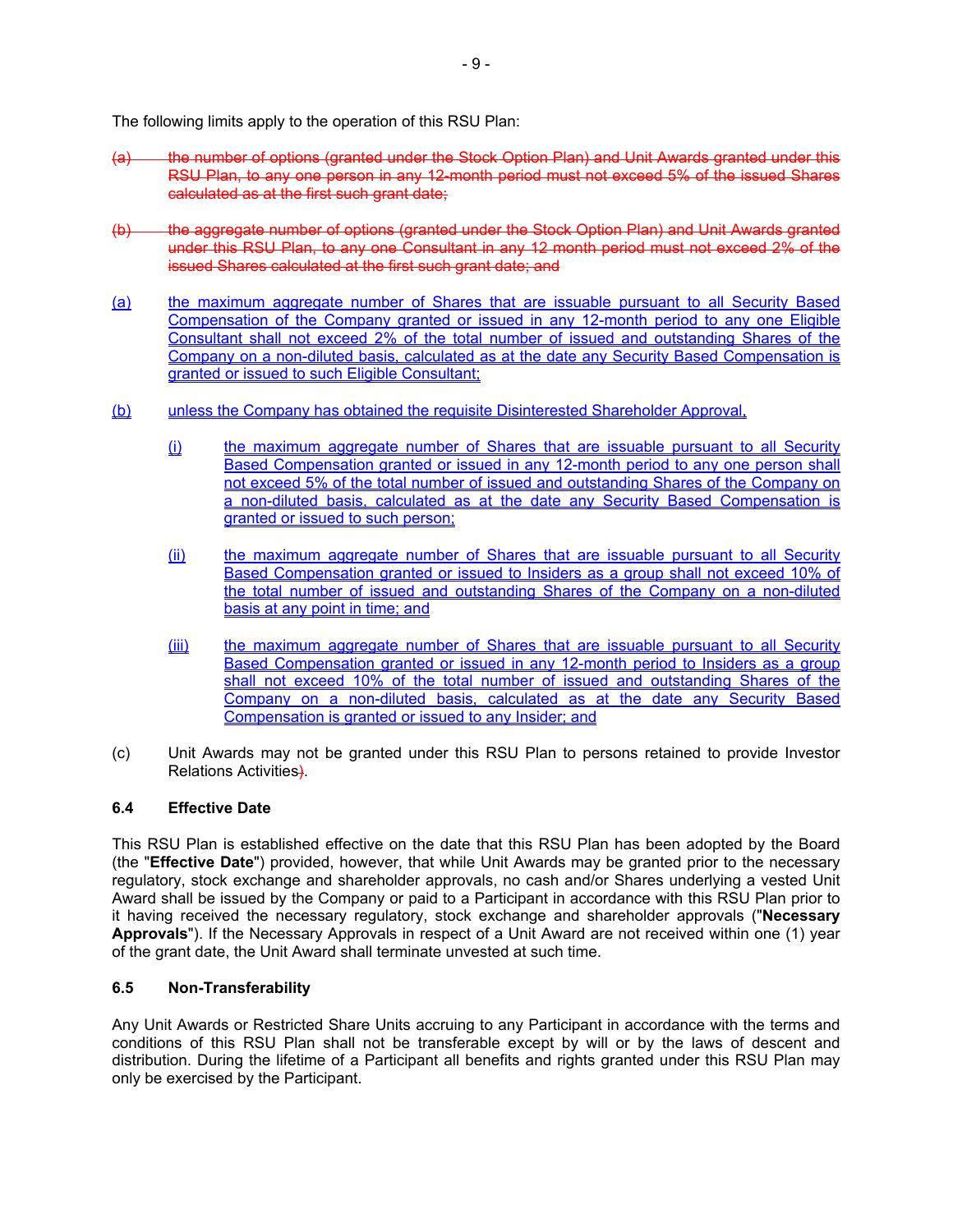The following limits apply to the operation of this RSU Plan:

~~(a) the number of options (granted under the Stock Option Plan) and Unit Awards granted under this RSU Plan, to any one person in any 12-month period must not exceed 5% of the issued Shares calculated as at the first such grant date;~~

~~(b) the aggregate number of options (granted under the Stock Option Plan) and Unit Awards granted under this RSU Plan, to any one Consultant in any 12 month period must not exceed 2% of the issued Shares calculated at the first such grant date; and~~

(a) the maximum aggregate number of Shares that are issuable pursuant to all Security Based Compensation of the Company granted or issued in any 12-month period to any one Eligible Consultant shall not exceed 2% of the total number of issued and outstanding Shares of the Company on a non-diluted basis, calculated as at the date any Security Based Compensation is granted or issued to such Eligible Consultant;

(b) unless the Company has obtained the requisite Disinterested Shareholder Approval,

  (i) the maximum aggregate number of Shares that are issuable pursuant to all Security Based Compensation granted or issued in any 12-month period to any one person shall not exceed 5% of the total number of issued and outstanding Shares of the Company on a non-diluted basis, calculated as at the date any Security Based Compensation is granted or issued to such person;

  (ii) the maximum aggregate number of Shares that are issuable pursuant to all Security Based Compensation granted or issued to Insiders as a group shall not exceed 10% of the total number of issued and outstanding Shares of the Company on a non-diluted basis at any point in time; and

  (iii) the maximum aggregate number of Shares that are issuable pursuant to all Security Based Compensation granted or issued in any 12-month period to Insiders as a group shall not exceed 10% of the total number of issued and outstanding Shares of the Company on a non-diluted basis, calculated as at the date any Security Based Compensation is granted or issued to any Insider; and

(c) Unit Awards may not be granted under this RSU Plan to persons retained to provide Investor Relations Activities~~)~~.

### 6.4 Effective Date

This RSU Plan is established effective on the date that this RSU Plan has been adopted by the Board (the "**Effective Date**") provided, however, that while Unit Awards may be granted prior to the necessary regulatory, stock exchange and shareholder approvals, no cash and/or Shares underlying a vested Unit Award shall be issued by the Company or paid to a Participant in accordance with this RSU Plan prior to it having received the necessary regulatory, stock exchange and shareholder approvals ("**Necessary Approvals**"). If the Necessary Approvals in respect of a Unit Award are not received within one (1) year of the grant date, the Unit Award shall terminate unvested at such time.

### 6.5 Non-Transferability

Any Unit Awards or Restricted Share Units accruing to any Participant in accordance with the terms and conditions of this RSU Plan shall not be transferable except by will or by the laws of descent and distribution. During the lifetime of a Participant all benefits and rights granted under this RSU Plan may only be exercised by the Participant.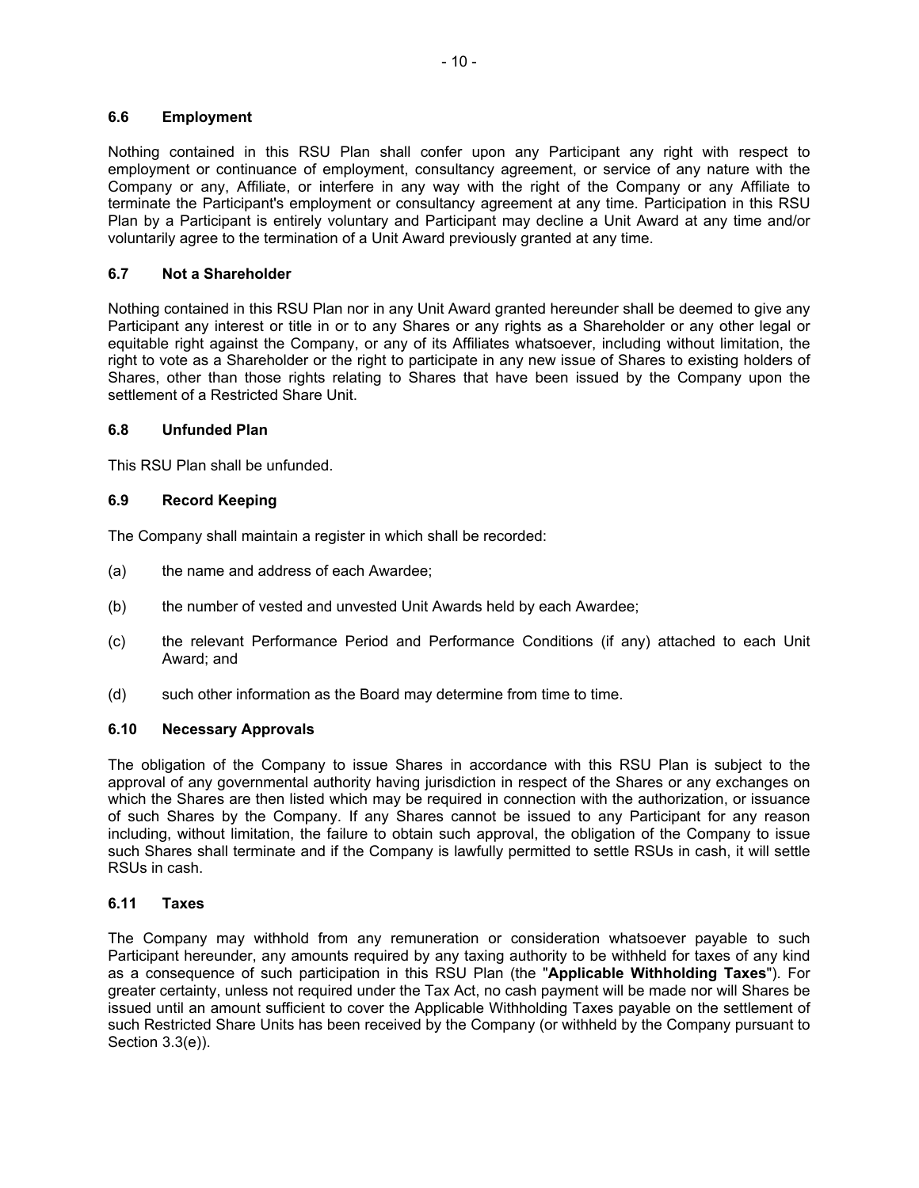### 6.6 Employment

Nothing contained in this RSU Plan shall confer upon any Participant any right with respect to employment or continuance of employment, consultancy agreement, or service of any nature with the Company or any, Affiliate, or interfere in any way with the right of the Company or any Affiliate to terminate the Participant's employment or consultancy agreement at any time. Participation in this RSU Plan by a Participant is entirely voluntary and Participant may decline a Unit Award at any time and/or voluntarily agree to the termination of a Unit Award previously granted at any time.

### 6.7 Not a Shareholder

Nothing contained in this RSU Plan nor in any Unit Award granted hereunder shall be deemed to give any Participant any interest or title in or to any Shares or any rights as a Shareholder or any other legal or equitable right against the Company, or any of its Affiliates whatsoever, including without limitation, the right to vote as a Shareholder or the right to participate in any new issue of Shares to existing holders of Shares, other than those rights relating to Shares that have been issued by the Company upon the settlement of a Restricted Share Unit.

### 6.8 Unfunded Plan

This RSU Plan shall be unfunded.

### 6.9 Record Keeping

The Company shall maintain a register in which shall be recorded:

(a) the name and address of each Awardee;

(b) the number of vested and unvested Unit Awards held by each Awardee;

(c) the relevant Performance Period and Performance Conditions (if any) attached to each Unit Award; and

(d) such other information as the Board may determine from time to time.

### 6.10 Necessary Approvals

The obligation of the Company to issue Shares in accordance with this RSU Plan is subject to the approval of any governmental authority having jurisdiction in respect of the Shares or any exchanges on which the Shares are then listed which may be required in connection with the authorization, or issuance of such Shares by the Company. If any Shares cannot be issued to any Participant for any reason including, without limitation, the failure to obtain such approval, the obligation of the Company to issue such Shares shall terminate and if the Company is lawfully permitted to settle RSUs in cash, it will settle RSUs in cash.

### 6.11 Taxes

The Company may withhold from any remuneration or consideration whatsoever payable to such Participant hereunder, any amounts required by any taxing authority to be withheld for taxes of any kind as a consequence of such participation in this RSU Plan (the "**Applicable Withholding Taxes**"). For greater certainty, unless not required under the Tax Act, no cash payment will be made nor will Shares be issued until an amount sufficient to cover the Applicable Withholding Taxes payable on the settlement of such Restricted Share Units has been received by the Company (or withheld by the Company pursuant to Section 3.3(e)).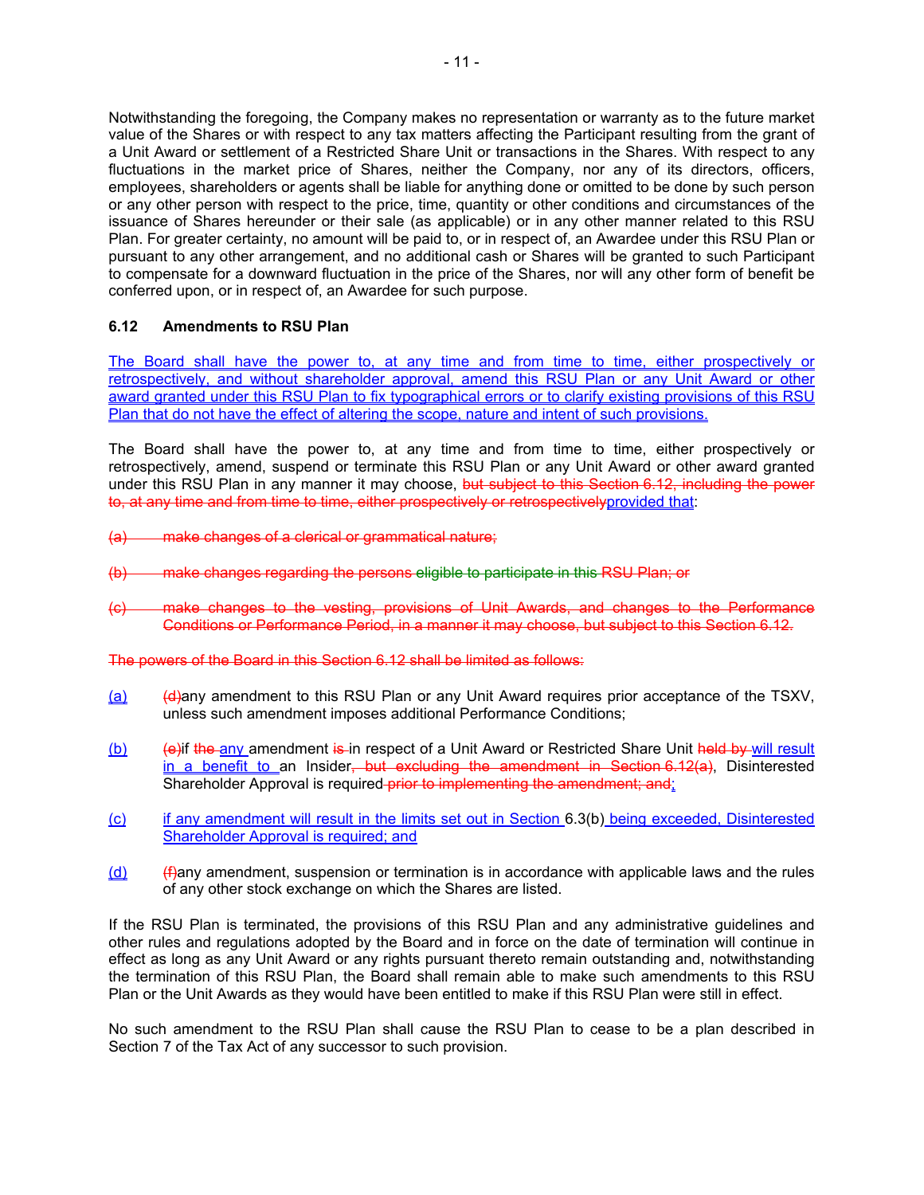Notwithstanding the foregoing, the Company makes no representation or warranty as to the future market value of the Shares or with respect to any tax matters affecting the Participant resulting from the grant of a Unit Award or settlement of a Restricted Share Unit or transactions in the Shares. With respect to any fluctuations in the market price of Shares, neither the Company, nor any of its directors, officers, employees, shareholders or agents shall be liable for anything done or omitted to be done by such person or any other person with respect to the price, time, quantity or other conditions and circumstances of the issuance of Shares hereunder or their sale (as applicable) or in any other manner related to this RSU Plan. For greater certainty, no amount will be paid to, or in respect of, an Awardee under this RSU Plan or pursuant to any other arrangement, and no additional cash or Shares will be granted to such Participant to compensate for a downward fluctuation in the price of the Shares, nor will any other form of benefit be conferred upon, or in respect of, an Awardee for such purpose.

### 6.12 Amendments to RSU Plan

The Board shall have the power to, at any time and from time to time, either prospectively or retrospectively, and without shareholder approval, amend this RSU Plan or any Unit Award or other award granted under this RSU Plan to fix typographical errors or to clarify existing provisions of this RSU Plan that do not have the effect of altering the scope, nature and intent of such provisions.

The Board shall have the power to, at any time and from time to time, either prospectively or retrospectively, amend, suspend or terminate this RSU Plan or any Unit Award or other award granted under this RSU Plan in any manner it may choose, ~~but subject to this Section 6.12, including the power to, at any time and from time to time, either prospectively or retrospectively~~provided that:

~~(a) make changes of a clerical or grammatical nature;~~

~~(b) make changes regarding the persons eligible to participate in this RSU Plan; or~~

~~(c) make changes to the vesting, provisions of Unit Awards, and changes to the Performance Conditions or Performance Period, in a manner it may choose, but subject to this Section 6.12.~~

~~The powers of the Board in this Section 6.12 shall be limited as follows:~~

(a) ~~(d)~~any amendment to this RSU Plan or any Unit Award requires prior acceptance of the TSXV, unless such amendment imposes additional Performance Conditions;

(b) ~~(e)~~if ~~the~~ any amendment ~~is~~ in respect of a Unit Award or Restricted Share Unit ~~held by~~ will result in a benefit to an Insider~~, but excluding the amendment in Section 6.12(a)~~, Disinterested Shareholder Approval is required ~~prior to implementing the amendment; and~~;

(c) if any amendment will result in the limits set out in Section 6.3(b) being exceeded, Disinterested Shareholder Approval is required; and

(d) ~~(f)~~any amendment, suspension or termination is in accordance with applicable laws and the rules of any other stock exchange on which the Shares are listed.

If the RSU Plan is terminated, the provisions of this RSU Plan and any administrative guidelines and other rules and regulations adopted by the Board and in force on the date of termination will continue in effect as long as any Unit Award or any rights pursuant thereto remain outstanding and, notwithstanding the termination of this RSU Plan, the Board shall remain able to make such amendments to this RSU Plan or the Unit Awards as they would have been entitled to make if this RSU Plan were still in effect.

No such amendment to the RSU Plan shall cause the RSU Plan to cease to be a plan described in Section 7 of the Tax Act of any successor to such provision.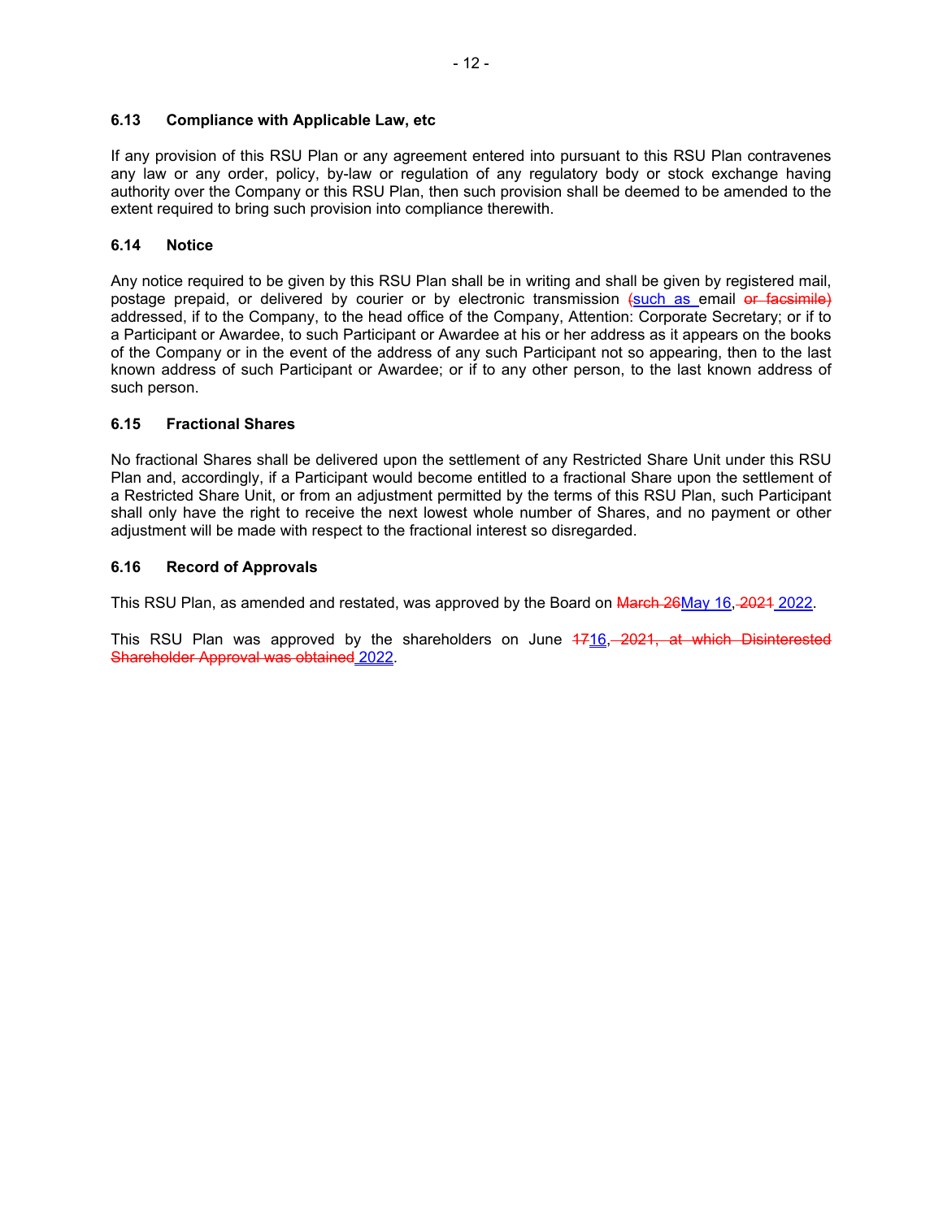### 6.13 Compliance with Applicable Law, etc

If any provision of this RSU Plan or any agreement entered into pursuant to this RSU Plan contravenes any law or any order, policy, by-law or regulation of any regulatory body or stock exchange having authority over the Company or this RSU Plan, then such provision shall be deemed to be amended to the extent required to bring such provision into compliance therewith.

### 6.14 Notice

Any notice required to be given by this RSU Plan shall be in writing and shall be given by registered mail, postage prepaid, or delivered by courier or by electronic transmission ~~(~~such as email ~~or facsimile)~~ addressed, if to the Company, to the head office of the Company, Attention: Corporate Secretary; or if to a Participant or Awardee, to such Participant or Awardee at his or her address as it appears on the books of the Company or in the event of the address of any such Participant not so appearing, then to the last known address of such Participant or Awardee; or if to any other person, to the last known address of such person.

### 6.15 Fractional Shares

No fractional Shares shall be delivered upon the settlement of any Restricted Share Unit under this RSU Plan and, accordingly, if a Participant would become entitled to a fractional Share upon the settlement of a Restricted Share Unit, or from an adjustment permitted by the terms of this RSU Plan, such Participant shall only have the right to receive the next lowest whole number of Shares, and no payment or other adjustment will be made with respect to the fractional interest so disregarded.

### 6.16 Record of Approvals

This RSU Plan, as amended and restated, was approved by the Board on ~~March 26~~May 16, ~~2021~~ 2022.

This RSU Plan was approved by the shareholders on June ~~17~~16, ~~2021, at which Disinterested Shareholder Approval was obtained~~ 2022.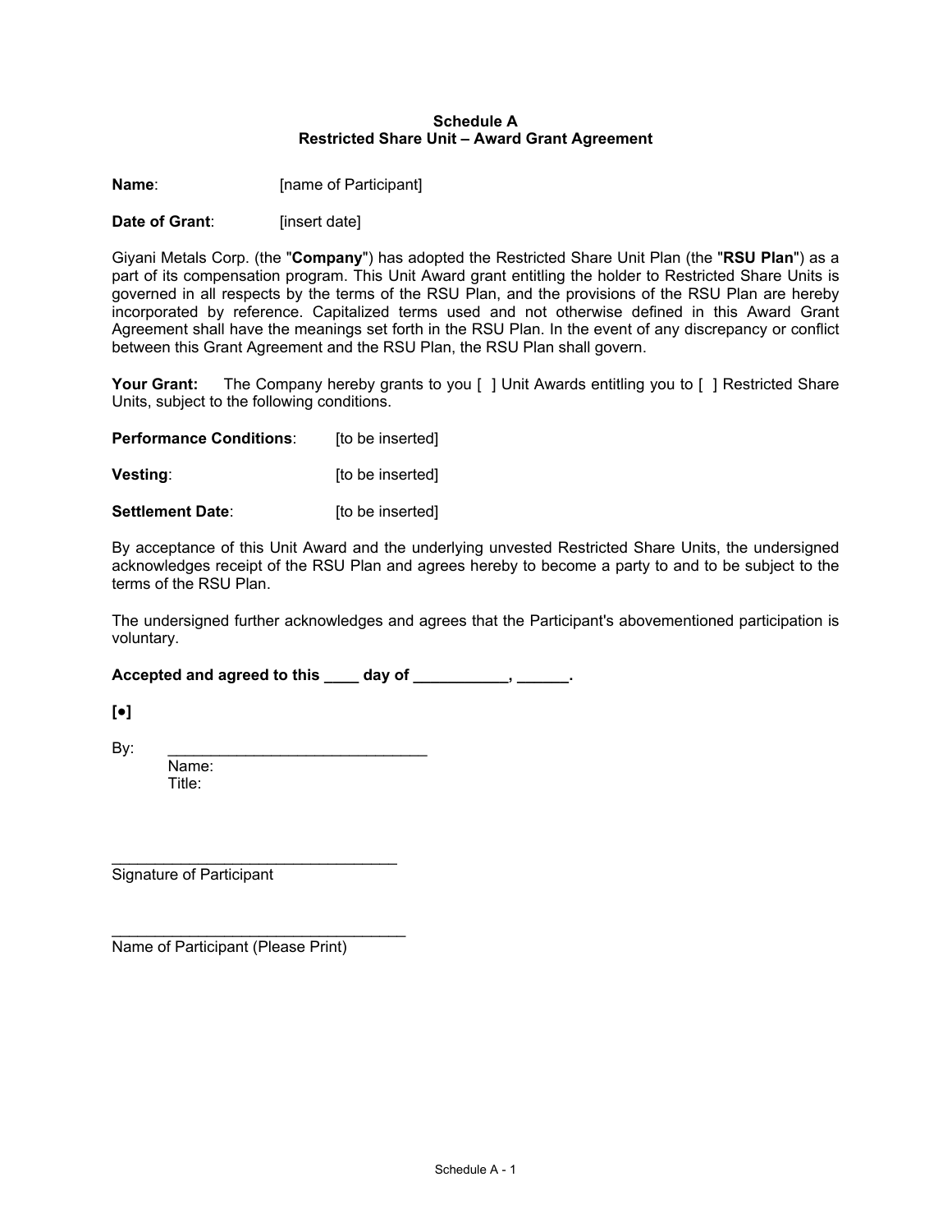**Schedule A**
**Restricted Share Unit – Award Grant Agreement**

**Name**: [name of Participant]

**Date of Grant**: [insert date]

Giyani Metals Corp. (the "**Company**") has adopted the Restricted Share Unit Plan (the "**RSU Plan**") as a part of its compensation program. This Unit Award grant entitling the holder to Restricted Share Units is governed in all respects by the terms of the RSU Plan, and the provisions of the RSU Plan are hereby incorporated by reference. Capitalized terms used and not otherwise defined in this Award Grant Agreement shall have the meanings set forth in the RSU Plan. In the event of any discrepancy or conflict between this Grant Agreement and the RSU Plan, the RSU Plan shall govern.

**Your Grant:** The Company hereby grants to you [ ] Unit Awards entitling you to [ ] Restricted Share Units, subject to the following conditions.

**Performance Conditions**: [to be inserted]

**Vesting**: [to be inserted]

**Settlement Date**: [to be inserted]

By acceptance of this Unit Award and the underlying unvested Restricted Share Units, the undersigned acknowledges receipt of the RSU Plan and agrees hereby to become a party to and to be subject to the terms of the RSU Plan.

The undersigned further acknowledges and agrees that the Participant's abovementioned participation is voluntary.

**Accepted and agreed to this ____ day of ___________, ______.**

**[•]**

By: ______________________________
Name:
Title:

_________________________________
Signature of Participant

__________________________________
Name of Participant (Please Print)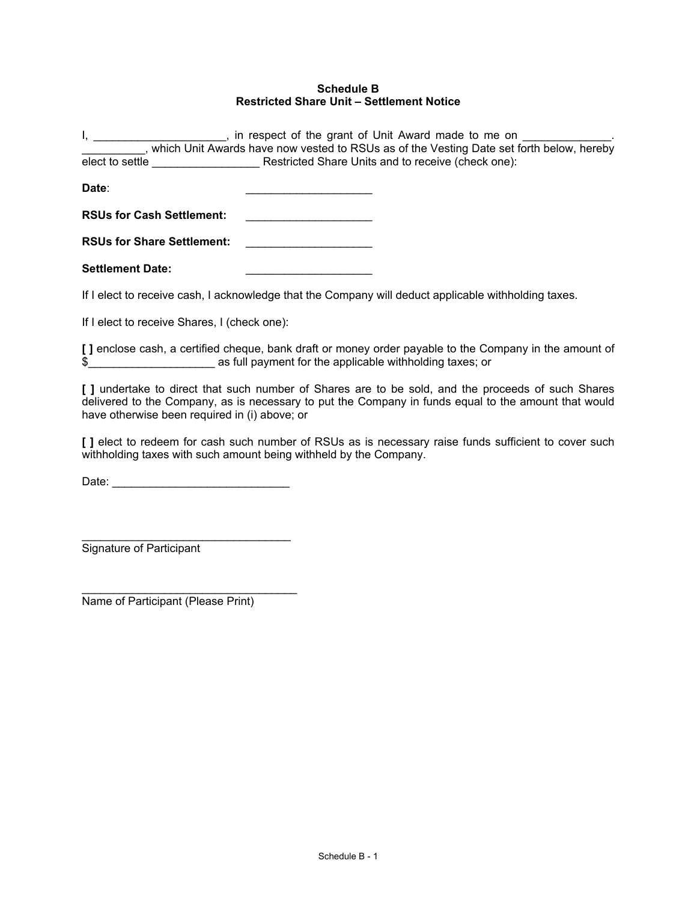**Schedule B**
**Restricted Share Unit – Settlement Notice**

I, ____________________, in respect of the grant of Unit Award made to me on _____________. _________, which Unit Awards have now vested to RSUs as of the Vesting Date set forth below, hereby elect to settle ________________ Restricted Share Units and to receive (check one):

**Date**: ___________________

**RSUs for Cash Settlement:** ___________________

**RSUs for Share Settlement:** ___________________

**Settlement Date:** ___________________

If I elect to receive cash, I acknowledge that the Company will deduct applicable withholding taxes.

If I elect to receive Shares, I (check one):

**[ ]** enclose cash, a certified cheque, bank draft or money order payable to the Company in the amount of $___________________ as full payment for the applicable withholding taxes; or

**[ ]** undertake to direct that such number of Shares are to be sold, and the proceeds of such Shares delivered to the Company, as is necessary to put the Company in funds equal to the amount that would have otherwise been required in (i) above; or

**[ ]** elect to redeem for cash such number of RSUs as is necessary raise funds sufficient to cover such withholding taxes with such amount being withheld by the Company.

Date: ___________________________

_________________________________
Signature of Participant

_________________________________
Name of Participant (Please Print)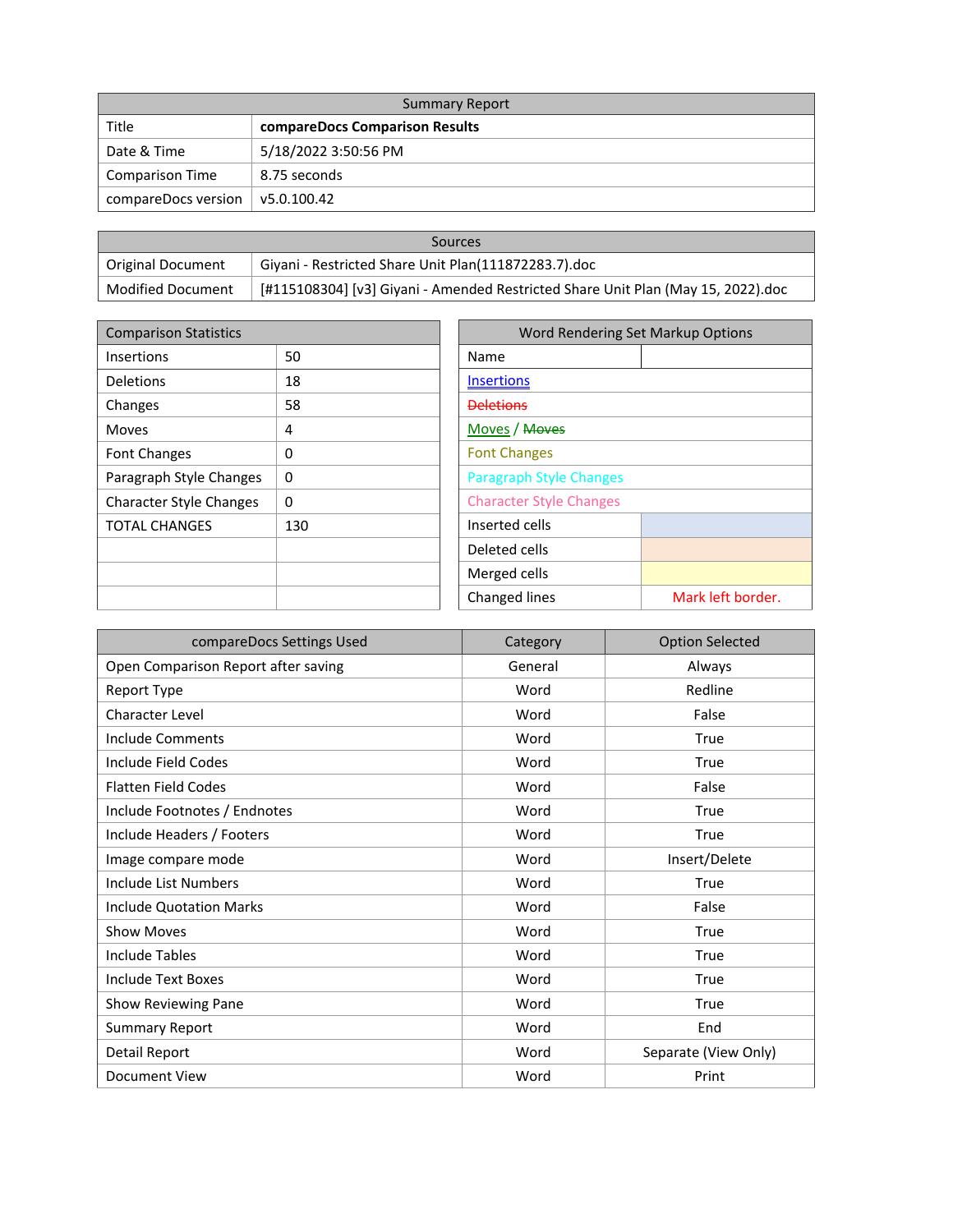| Summary Report | |
|---|---|
| Title | **compareDocs Comparison Results** |
| Date & Time | 5/18/2022 3:50:56 PM |
| Comparison Time | 8.75 seconds |
| compareDocs version | v5.0.100.42 |

| Sources | |
|---|---|
| Original Document | Giyani - Restricted Share Unit Plan(111872283.7).doc |
| Modified Document | [#115108304] [v3] Giyani - Amended Restricted Share Unit Plan (May 15, 2022).doc |

| Comparison Statistics | |
|---|---|
| Insertions | 50 |
| Deletions | 18 |
| Changes | 58 |
| Moves | 4 |
| Font Changes | 0 |
| Paragraph Style Changes | 0 |
| Character Style Changes | 0 |
| TOTAL CHANGES | 130 |
| | |
| | |
| | |

| Word Rendering Set Markup Options | |
|---|---|
| Name | |
| Insertions | |
| ~~Deletions~~ | |
| Moves / ~~Moves~~ | |
| Font Changes | |
| Paragraph Style Changes | |
| Character Style Changes | |
| Inserted cells | |
| Deleted cells | |
| Merged cells | |
| Changed lines | Mark left border. |

| compareDocs Settings Used | Category | Option Selected |
|---|---|---|
| Open Comparison Report after saving | General | Always |
| Report Type | Word | Redline |
| Character Level | Word | False |
| Include Comments | Word | True |
| Include Field Codes | Word | True |
| Flatten Field Codes | Word | False |
| Include Footnotes / Endnotes | Word | True |
| Include Headers / Footers | Word | True |
| Image compare mode | Word | Insert/Delete |
| Include List Numbers | Word | True |
| Include Quotation Marks | Word | False |
| Show Moves | Word | True |
| Include Tables | Word | True |
| Include Text Boxes | Word | True |
| Show Reviewing Pane | Word | True |
| Summary Report | Word | End |
| Detail Report | Word | Separate (View Only) |
| Document View | Word | Print |